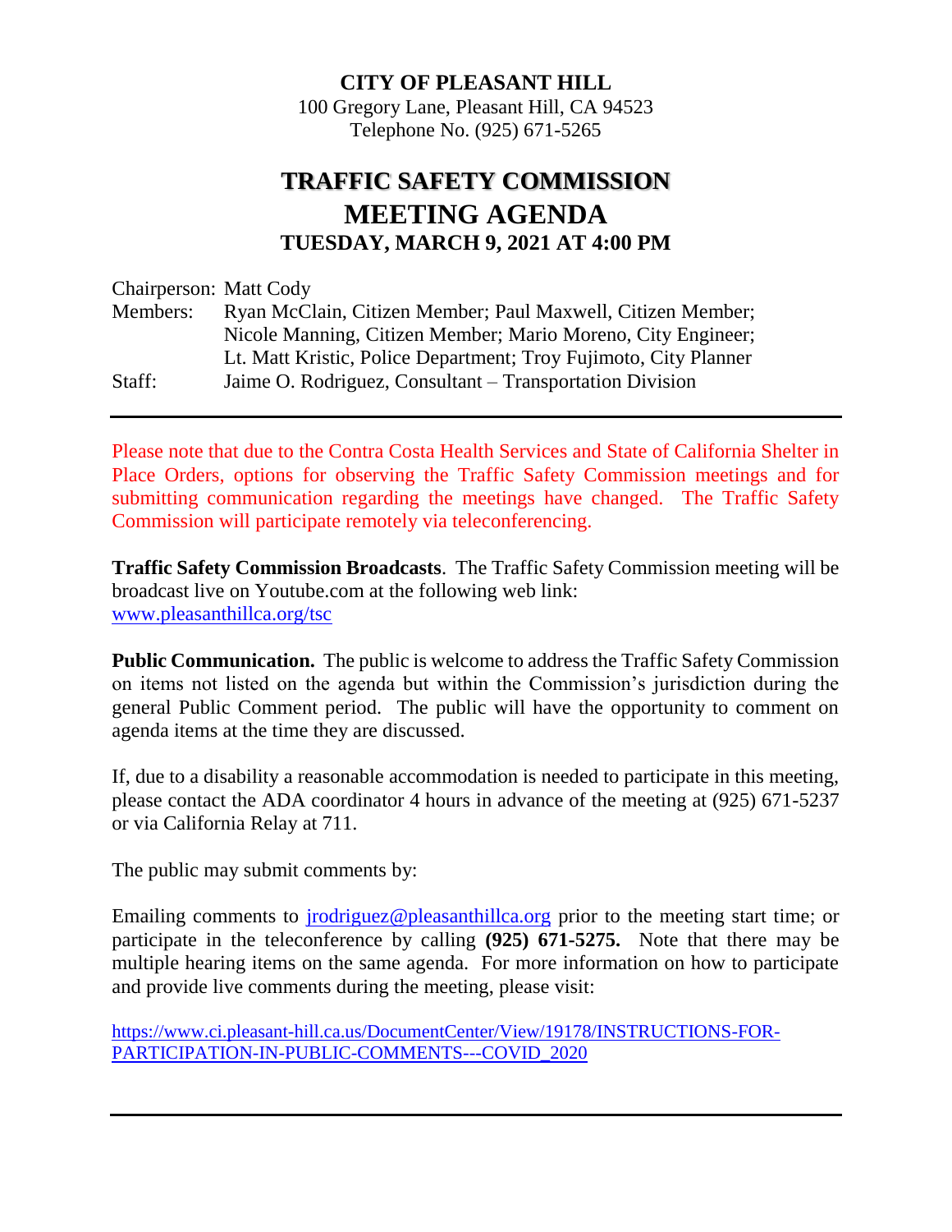**CITY OF PLEASANT HILL**

100 Gregory Lane, Pleasant Hill, CA 94523

Telephone No. (925) 671-5265

# TRAFFIC SAFETY COMMISSION
# MEETING AGENDA
## TUESDAY, MARCH 9, 2021 AT 4:00 PM

| | |
|---|---|
| Chairperson: | Matt Cody |
| Members: | Ryan McClain, Citizen Member; Paul Maxwell, Citizen Member; Nicole Manning, Citizen Member; Mario Moreno, City Engineer; Lt. Matt Kristic, Police Department; Troy Fujimoto, City Planner |
| Staff: | Jaime O. Rodriguez, Consultant – Transportation Division |

---

Please note that due to the Contra Costa Health Services and State of California Shelter in Place Orders, options for observing the Traffic Safety Commission meetings and for submitting communication regarding the meetings have changed. The Traffic Safety Commission will participate remotely via teleconferencing.

**Traffic Safety Commission Broadcasts**. The Traffic Safety Commission meeting will be broadcast live on Youtube.com at the following web link: [www.pleasanthillca.org/tsc](www.pleasanthillca.org/tsc)

**Public Communication.** The public is welcome to address the Traffic Safety Commission on items not listed on the agenda but within the Commission's jurisdiction during the general Public Comment period. The public will have the opportunity to comment on agenda items at the time they are discussed.

If, due to a disability a reasonable accommodation is needed to participate in this meeting, please contact the ADA coordinator 4 hours in advance of the meeting at (925) 671-5237 or via California Relay at 711.

The public may submit comments by:

Emailing comments to jrodriguez@pleasanthillca.org prior to the meeting start time; or participate in the teleconference by calling **(925) 671-5275.** Note that there may be multiple hearing items on the same agenda. For more information on how to participate and provide live comments during the meeting, please visit:

https://www.ci.pleasant-hill.ca.us/DocumentCenter/View/19178/INSTRUCTIONS-FOR-PARTICIPATION-IN-PUBLIC-COMMENTS---COVID_2020

---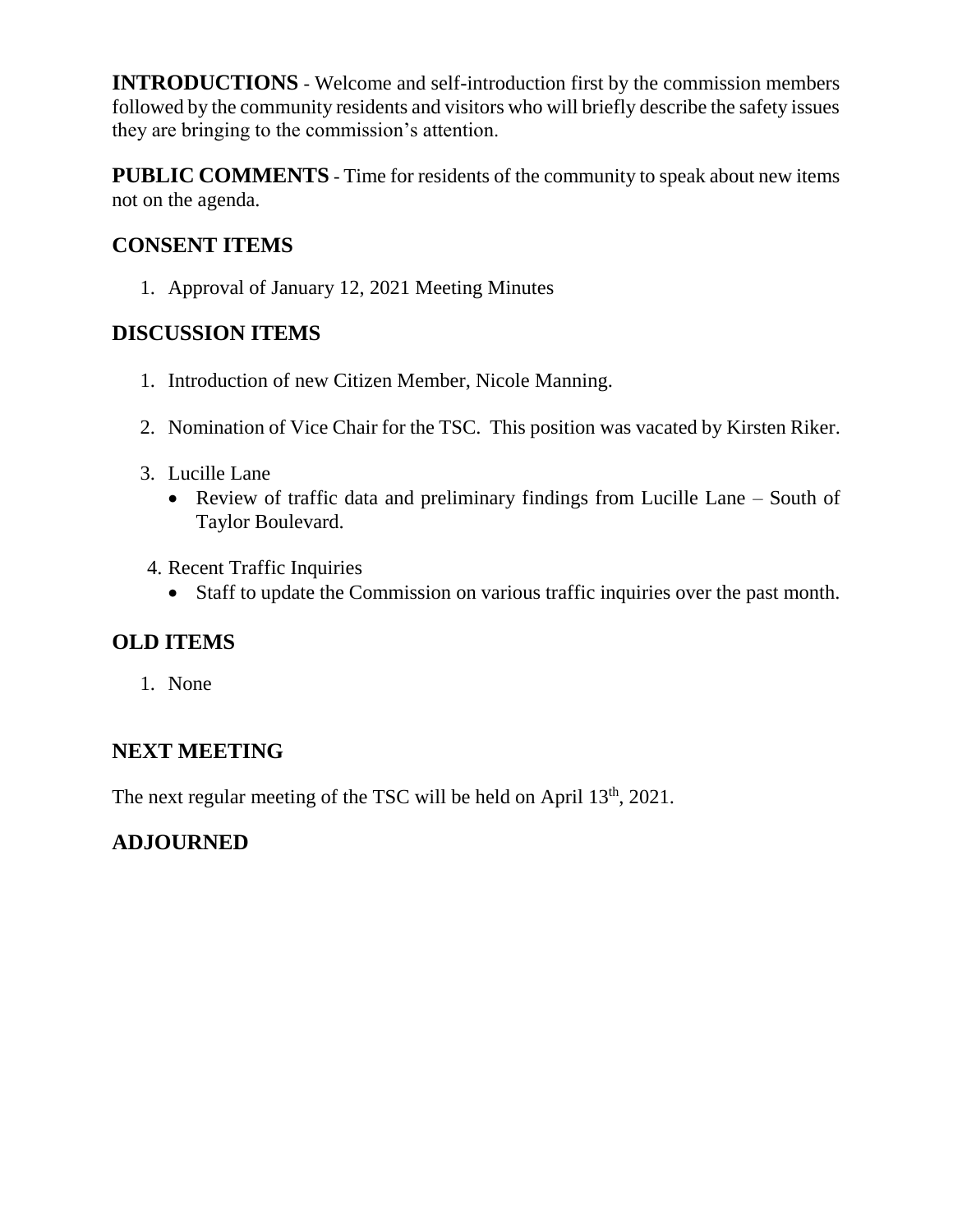**INTRODUCTIONS** - Welcome and self-introduction first by the commission members followed by the community residents and visitors who will briefly describe the safety issues they are bringing to the commission's attention.

**PUBLIC COMMENTS** - Time for residents of the community to speak about new items not on the agenda.

## CONSENT ITEMS

1. Approval of January 12, 2021 Meeting Minutes

## DISCUSSION ITEMS

1. Introduction of new Citizen Member, Nicole Manning.
2. Nomination of Vice Chair for the TSC. This position was vacated by Kirsten Riker.
3. Lucille Lane
   - Review of traffic data and preliminary findings from Lucille Lane – South of Taylor Boulevard.
4. Recent Traffic Inquiries
   - Staff to update the Commission on various traffic inquiries over the past month.

## OLD ITEMS

1. None

## NEXT MEETING

The next regular meeting of the TSC will be held on April 13th, 2021.

## ADJOURNED